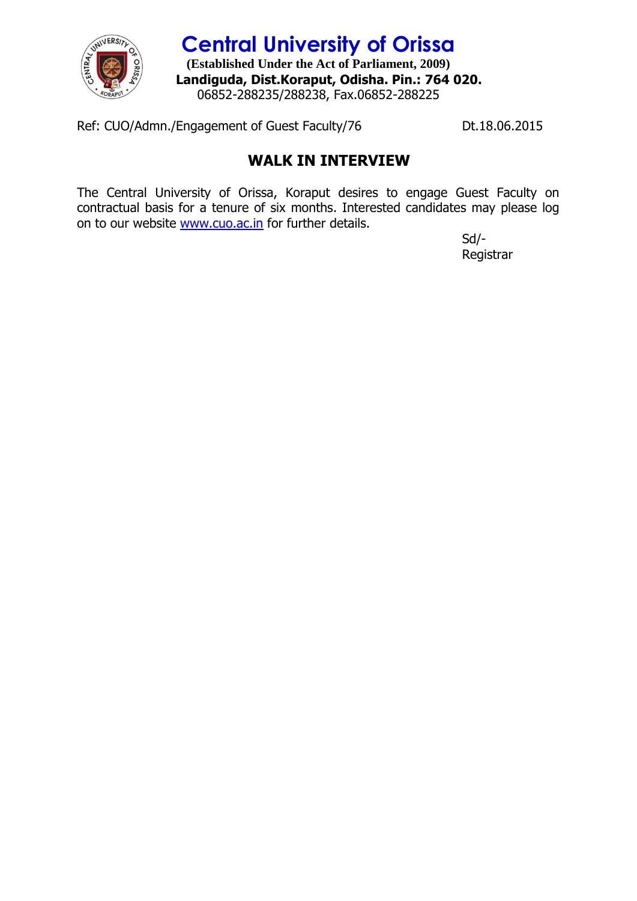# Central University of Orissa

**(Established Under the Act of Parliament, 2009)**

**Landiguda, Dist.Koraput, Odisha. Pin.: 764 020.**

06852-288235/288238, Fax.06852-288225

Ref: CUO/Admn./Engagement of Guest Faculty/76 Dt.18.06.2015

## WALK IN INTERVIEW

The Central University of Orissa, Koraput desires to engage Guest Faculty on contractual basis for a tenure of six months. Interested candidates may please log on to our website www.cuo.ac.in for further details.

Sd/-
Registrar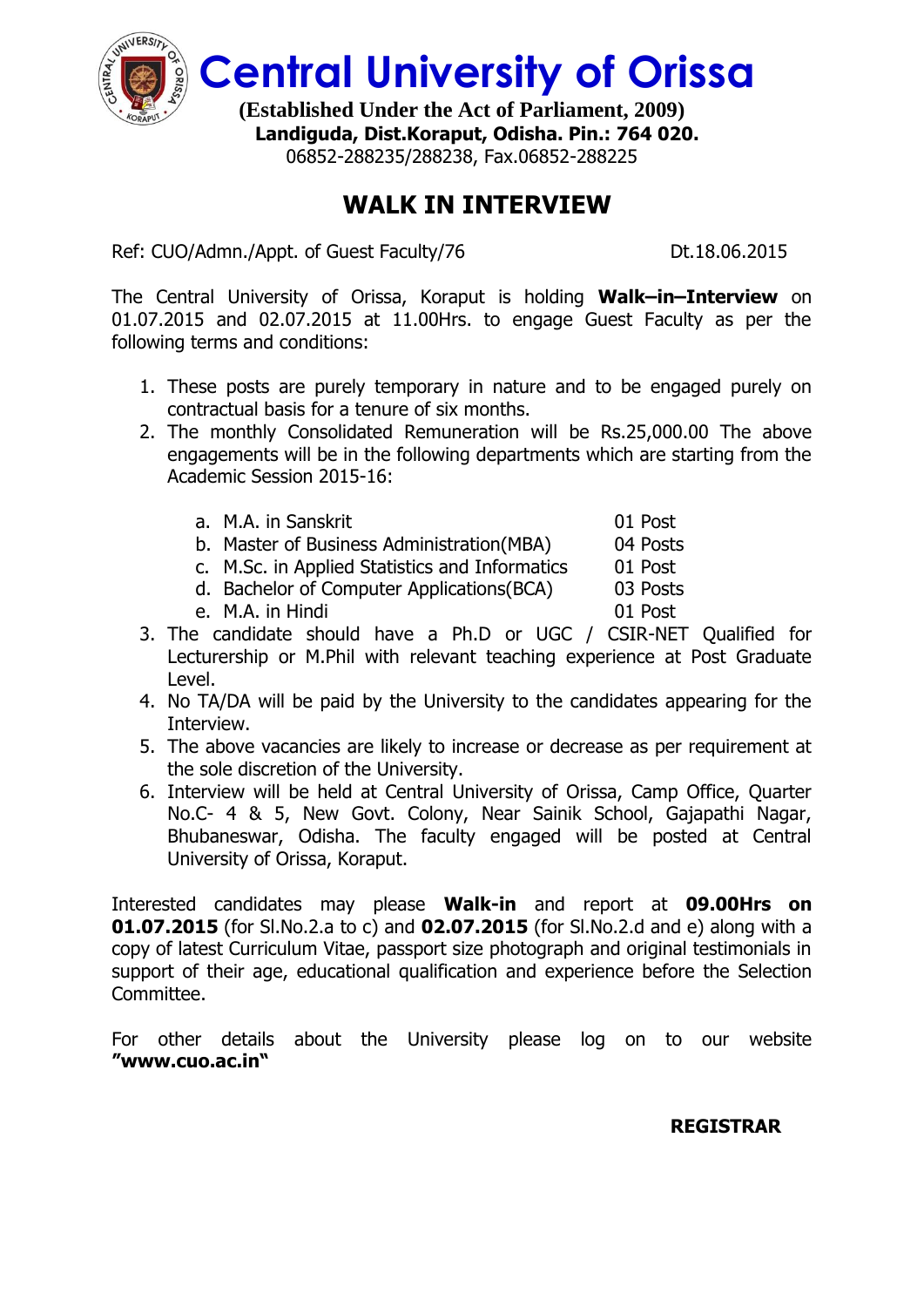# Central University of Orissa

**(Established Under the Act of Parliament, 2009)**
**Landiguda, Dist.Koraput, Odisha. Pin.: 764 020.**
06852-288235/288238, Fax.06852-288225

## WALK IN INTERVIEW

Ref: CUO/Admn./Appt. of Guest Faculty/76 Dt.18.06.2015

The Central University of Orissa, Koraput is holding **Walk–in–Interview** on 01.07.2015 and 02.07.2015 at 11.00Hrs. to engage Guest Faculty as per the following terms and conditions:

1. These posts are purely temporary in nature and to be engaged purely on contractual basis for a tenure of six months.
2. The monthly Consolidated Remuneration will be Rs.25,000.00 The above engagements will be in the following departments which are starting from the Academic Session 2015-16:

   a. M.A. in Sanskrit — 01 Post
   b. Master of Business Administration(MBA) — 04 Posts
   c. M.Sc. in Applied Statistics and Informatics — 01 Post
   d. Bachelor of Computer Applications(BCA) — 03 Posts
   e. M.A. in Hindi — 01 Post

3. The candidate should have a Ph.D or UGC / CSIR-NET Qualified for Lecturership or M.Phil with relevant teaching experience at Post Graduate Level.
4. No TA/DA will be paid by the University to the candidates appearing for the Interview.
5. The above vacancies are likely to increase or decrease as per requirement at the sole discretion of the University.
6. Interview will be held at Central University of Orissa, Camp Office, Quarter No.C- 4 & 5, New Govt. Colony, Near Sainik School, Gajapathi Nagar, Bhubaneswar, Odisha. The faculty engaged will be posted at Central University of Orissa, Koraput.

Interested candidates may please **Walk-in** and report at **09.00Hrs on 01.07.2015** (for Sl.No.2.a to c) and **02.07.2015** (for Sl.No.2.d and e) along with a copy of latest Curriculum Vitae, passport size photograph and original testimonials in support of their age, educational qualification and experience before the Selection Committee.

For other details about the University please log on to our website **"www.cuo.ac.in"**

**REGISTRAR**